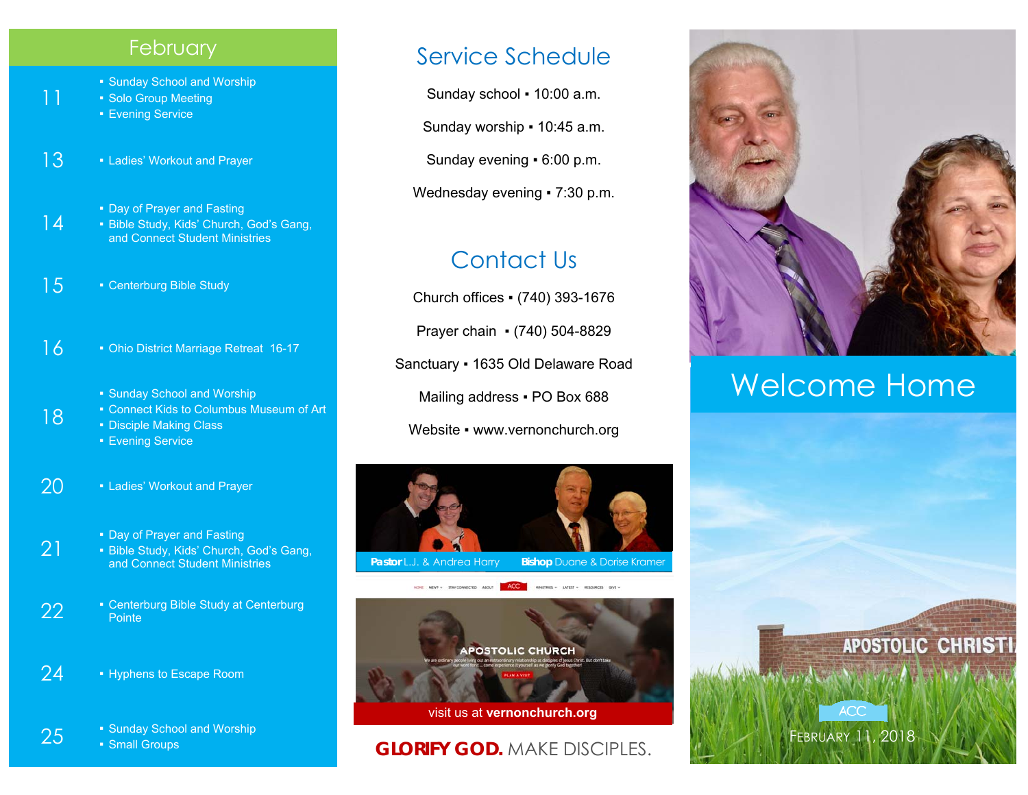## February

| Date | Events |
|---|---|
| 11 | ▪ Sunday School and Worship<br>▪ Solo Group Meeting<br>▪ Evening Service |
| 13 | ▪ Ladies' Workout and Prayer |
| 14 | ▪ Day of Prayer and Fasting<br>▪ Bible Study, Kids' Church, God's Gang, and Connect Student Ministries |
| 15 | ▪ Centerburg Bible Study |
| 16 | ▪ Ohio District Marriage Retreat 16-17 |
| 18 | ▪ Sunday School and Worship<br>▪ Connect Kids to Columbus Museum of Art<br>▪ Disciple Making Class<br>▪ Evening Service |
| 20 | ▪ Ladies' Workout and Prayer |
| 21 | ▪ Day of Prayer and Fasting<br>▪ Bible Study, Kids' Church, God's Gang, and Connect Student Ministries |
| 22 | ▪ Centerburg Bible Study at Centerburg Pointe |
| 24 | ▪ Hyphens to Escape Room |
| 25 | ▪ Sunday School and Worship<br>▪ Small Groups |

## Service Schedule

Sunday school ▪ 10:00 a.m.

Sunday worship ▪ 10:45 a.m.

Sunday evening ▪ 6:00 p.m.

Wednesday evening ▪ 7:30 p.m.

## Contact Us

Church offices ▪ (740) 393-1676

Prayer chain ▪ (740) 504-8829

Sanctuary ▪ 1635 Old Delaware Road

Mailing address ▪ PO Box 688

Website ▪ www.vernonchurch.org

**Pastor** L.J. & Andrea Harry　**Bishop** Duane & Dorise Kramer

APOSTOLIC CHURCH

visit us at **vernonchurch.org**

**GLORIFY GOD.** MAKE DISCIPLES.

# Welcome Home

APOSTOLIC CHRISTI

ACC

February 11, 2018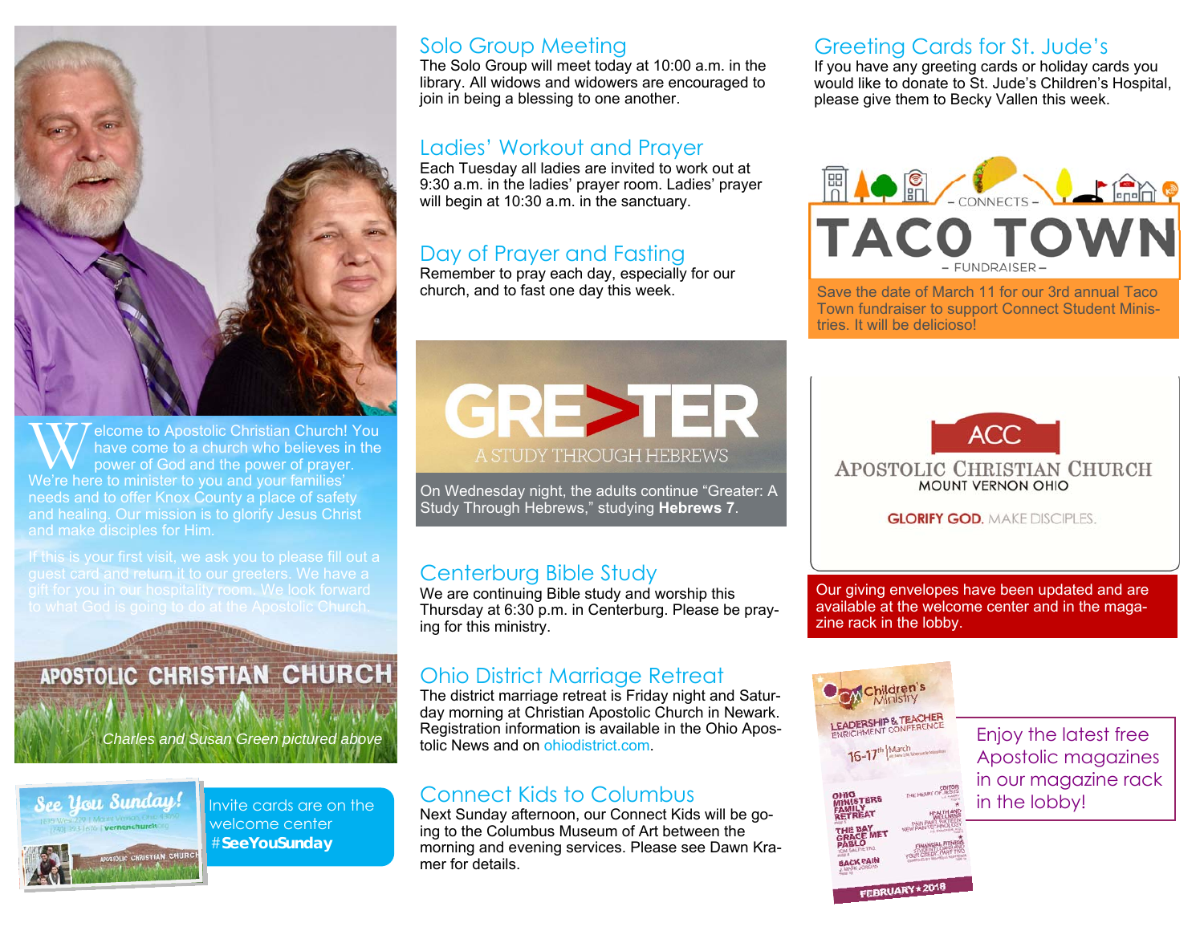Welcome to Apostolic Christian Church! You have come to a church who believes in the power of God and the power of prayer. We're here to minister to you and your families' needs and to offer Knox County a place of safety and healing. Our mission is to glorify Jesus Christ and make disciples for Him.

If this is your first visit, we ask you to please fill out a guest card and return it to our greeters. We have a gift for you in our hospitality room. We look forward to what God is going to do at the Apostolic Church.

APOSTOLIC CHRISTIAN CHURCH

*Charles and Susan Green pictured above*

Invite cards are on the welcome center **#SeeYouSunday**

## Solo Group Meeting

The Solo Group will meet today at 10:00 a.m. in the library. All widows and widowers are encouraged to join in being a blessing to one another.

## Ladies' Workout and Prayer

Each Tuesday all ladies are invited to work out at 9:30 a.m. in the ladies' prayer room. Ladies' prayer will begin at 10:30 a.m. in the sanctuary.

## Day of Prayer and Fasting

Remember to pray each day, especially for our church, and to fast one day this week.

GREATER
A STUDY THROUGH HEBREWS

On Wednesday night, the adults continue "Greater: A Study Through Hebrews," studying **Hebrews 7**.

## Centerburg Bible Study

We are continuing Bible study and worship this Thursday at 6:30 p.m. in Centerburg. Please be praying for this ministry.

## Ohio District Marriage Retreat

The district marriage retreat is Friday night and Saturday morning at Christian Apostolic Church in Newark. Registration information is available in the Ohio Apostolic News and on ohiodistrict.com.

## Connect Kids to Columbus

Next Sunday afternoon, our Connect Kids will be going to the Columbus Museum of Art between the morning and evening services. Please see Dawn Kramer for details.

## Greeting Cards for St. Jude's

If you have any greeting cards or holiday cards you would like to donate to St. Jude's Children's Hospital, please give them to Becky Vallen this week.

CONNECTS
TACO TOWN
FUNDRAISER

Save the date of March 11 for our 3rd annual Taco Town fundraiser to support Connect Student Ministries. It will be delicioso!

ACC
APOSTOLIC CHRISTIAN CHURCH
MOUNT VERNON OHIO
GLORIFY GOD. MAKE DISCIPLES.

Our giving envelopes have been updated and are available at the welcome center and in the magazine rack in the lobby.

Enjoy the latest free Apostolic magazines in our magazine rack in the lobby!